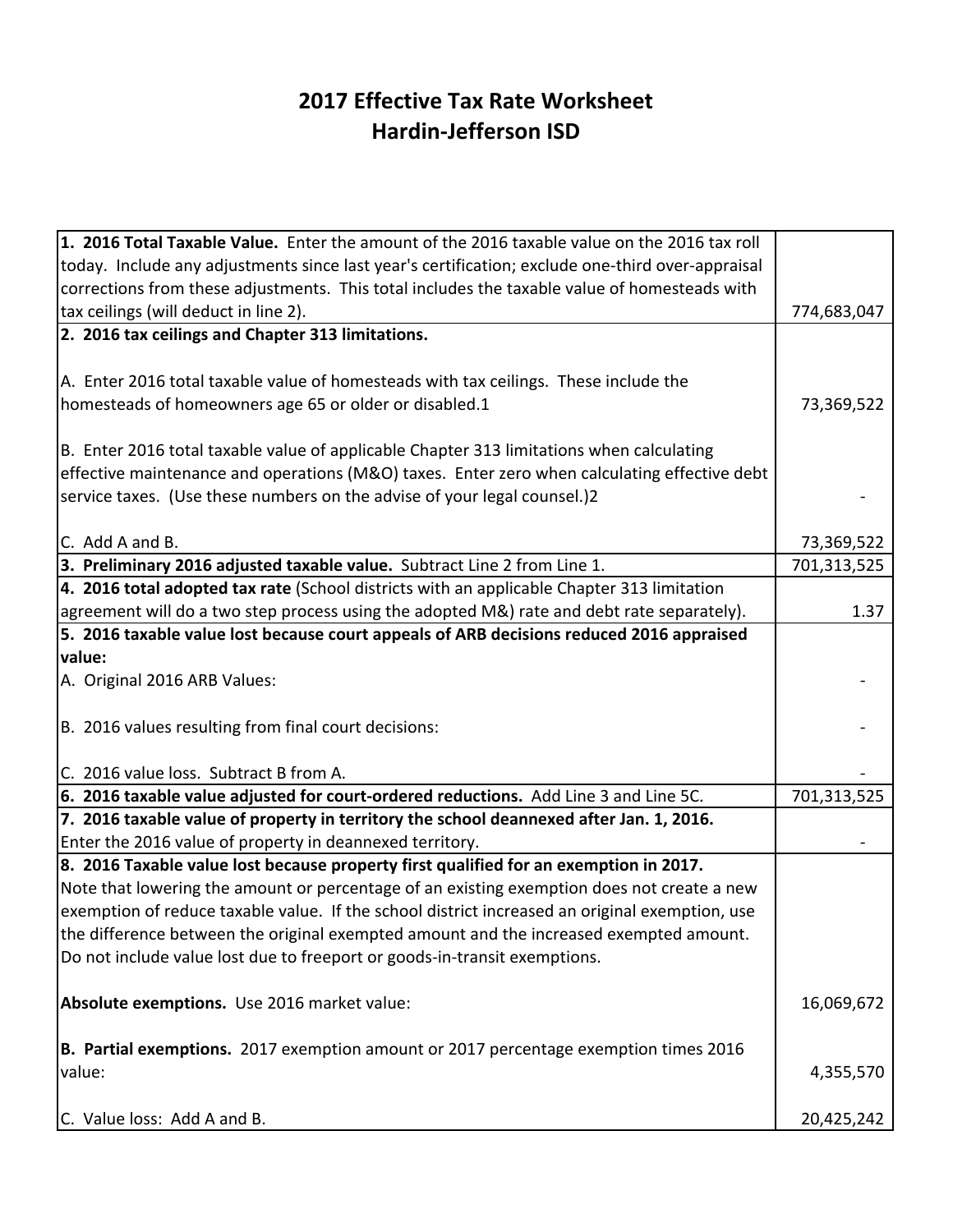# 2017 Effective Tax Rate Worksheet
## Hardin-Jefferson ISD

| | |
|---|---|
| **1. 2016 Total Taxable Value.** Enter the amount of the 2016 taxable value on the 2016 tax roll today. Include any adjustments since last year's certification; exclude one-third over-appraisal corrections from these adjustments. This total includes the taxable value of homesteads with tax ceilings (will deduct in line 2). | 774,683,047 |
| **2. 2016 tax ceilings and Chapter 313 limitations.** | |
| A. Enter 2016 total taxable value of homesteads with tax ceilings. These include the homesteads of homeowners age 65 or older or disabled.1 | 73,369,522 |
| B. Enter 2016 total taxable value of applicable Chapter 313 limitations when calculating effective maintenance and operations (M&O) taxes. Enter zero when calculating effective debt service taxes. (Use these numbers on the advise of your legal counsel.)2 | - |
| C. Add A and B. | 73,369,522 |
| **3. Preliminary 2016 adjusted taxable value.** Subtract Line 2 from Line 1. | 701,313,525 |
| **4. 2016 total adopted tax rate** (School districts with an applicable Chapter 313 limitation agreement will do a two step process using the adopted M&) rate and debt rate separately). | 1.37 |
| **5. 2016 taxable value lost because court appeals of ARB decisions reduced 2016 appraised value:** | |
| A. Original 2016 ARB Values: | - |
| B. 2016 values resulting from final court decisions: | - |
| C. 2016 value loss. Subtract B from A. | - |
| **6. 2016 taxable value adjusted for court-ordered reductions.** Add Line 3 and Line 5C. | 701,313,525 |
| **7. 2016 taxable value of property in territory the school deannexed after Jan. 1, 2016.** Enter the 2016 value of property in deannexed territory. | - |
| **8. 2016 Taxable value lost because property first qualified for an exemption in 2017.** Note that lowering the amount or percentage of an existing exemption does not create a new exemption of reduce taxable value. If the school district increased an original exemption, use the difference between the original exempted amount and the increased exempted amount. Do not include value lost due to freeport or goods-in-transit exemptions. | |
| **Absolute exemptions.** Use 2016 market value: | 16,069,672 |
| **B. Partial exemptions.** 2017 exemption amount or 2017 percentage exemption times 2016 value: | 4,355,570 |
| C. Value loss: Add A and B. | 20,425,242 |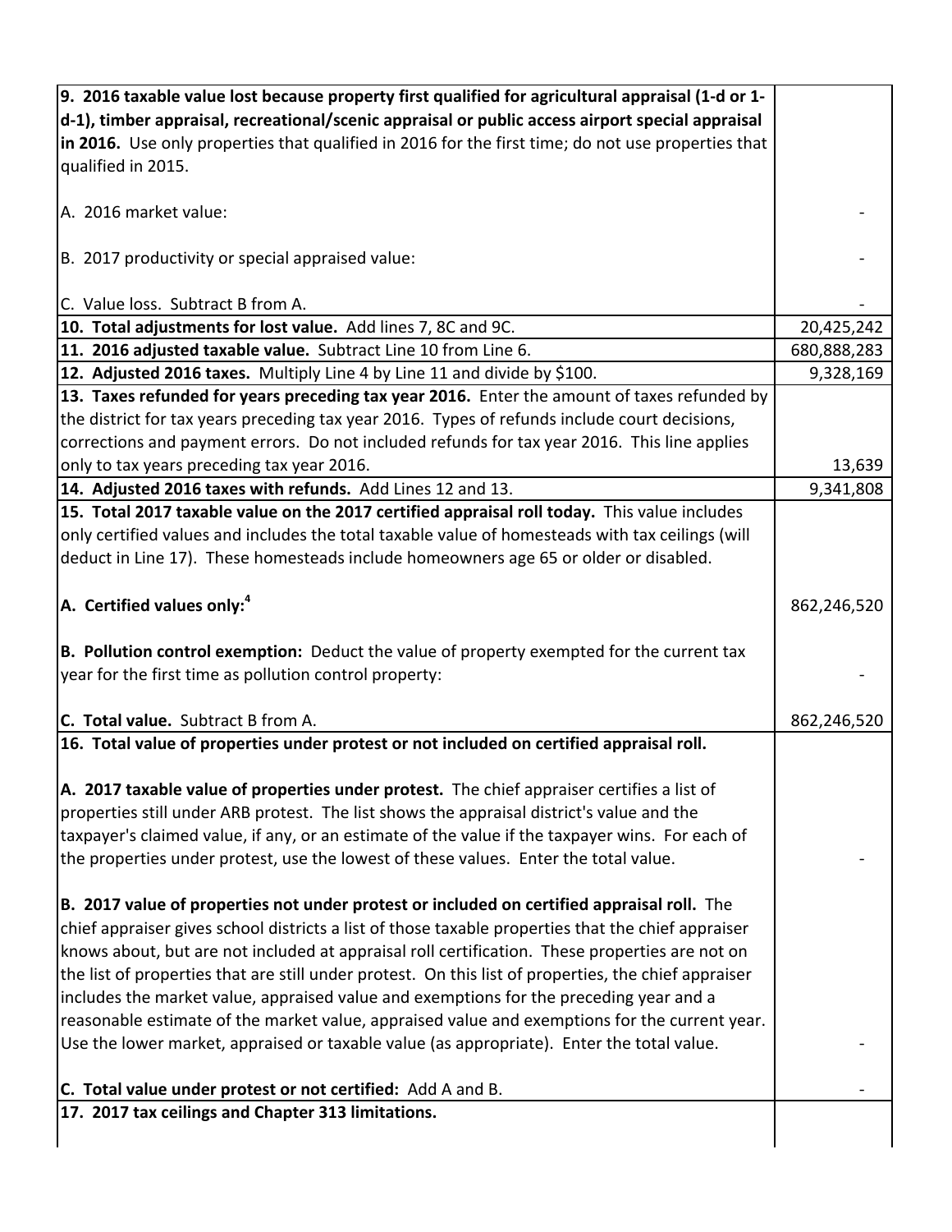| | |
|---|---|
| **9. 2016 taxable value lost because property first qualified for agricultural appraisal (1-d or 1-d-1), timber appraisal, recreational/scenic appraisal or public access airport special appraisal in 2016.** Use only properties that qualified in 2016 for the first time; do not use properties that qualified in 2015. | |
| A. 2016 market value: | - |
| B. 2017 productivity or special appraised value: | - |
| C. Value loss. Subtract B from A. | - |
| **10. Total adjustments for lost value.** Add lines 7, 8C and 9C. | 20,425,242 |
| **11. 2016 adjusted taxable value.** Subtract Line 10 from Line 6. | 680,888,283 |
| **12. Adjusted 2016 taxes.** Multiply Line 4 by Line 11 and divide by $100. | 9,328,169 |
| **13. Taxes refunded for years preceding tax year 2016.** Enter the amount of taxes refunded by the district for tax years preceding tax year 2016. Types of refunds include court decisions, corrections and payment errors. Do not included refunds for tax year 2016. This line applies only to tax years preceding tax year 2016. | 13,639 |
| **14. Adjusted 2016 taxes with refunds.** Add Lines 12 and 13. | 9,341,808 |
| **15. Total 2017 taxable value on the 2017 certified appraisal roll today.** This value includes only certified values and includes the total taxable value of homesteads with tax ceilings (will deduct in Line 17). These homesteads include homeowners age 65 or older or disabled. | |
| **A. Certified values only:**[4] | 862,246,520 |
| **B. Pollution control exemption:** Deduct the value of property exempted for the current tax year for the first time as pollution control property: | - |
| **C. Total value.** Subtract B from A. | 862,246,520 |
| **16. Total value of properties under protest or not included on certified appraisal roll.** | |
| **A. 2017 taxable value of properties under protest.** The chief appraiser certifies a list of properties still under ARB protest. The list shows the appraisal district's value and the taxpayer's claimed value, if any, or an estimate of the value if the taxpayer wins. For each of the properties under protest, use the lowest of these values. Enter the total value. | - |
| **B. 2017 value of properties not under protest or included on certified appraisal roll.** The chief appraiser gives school districts a list of those taxable properties that the chief appraiser knows about, but are not included at appraisal roll certification. These properties are not on the list of properties that are still under protest. On this list of properties, the chief appraiser includes the market value, appraised value and exemptions for the preceding year and a reasonable estimate of the market value, appraised value and exemptions for the current year. Use the lower market, appraised or taxable value (as appropriate). Enter the total value. | - |
| **C. Total value under protest or not certified:** Add A and B. | - |
| **17. 2017 tax ceilings and Chapter 313 limitations.** | |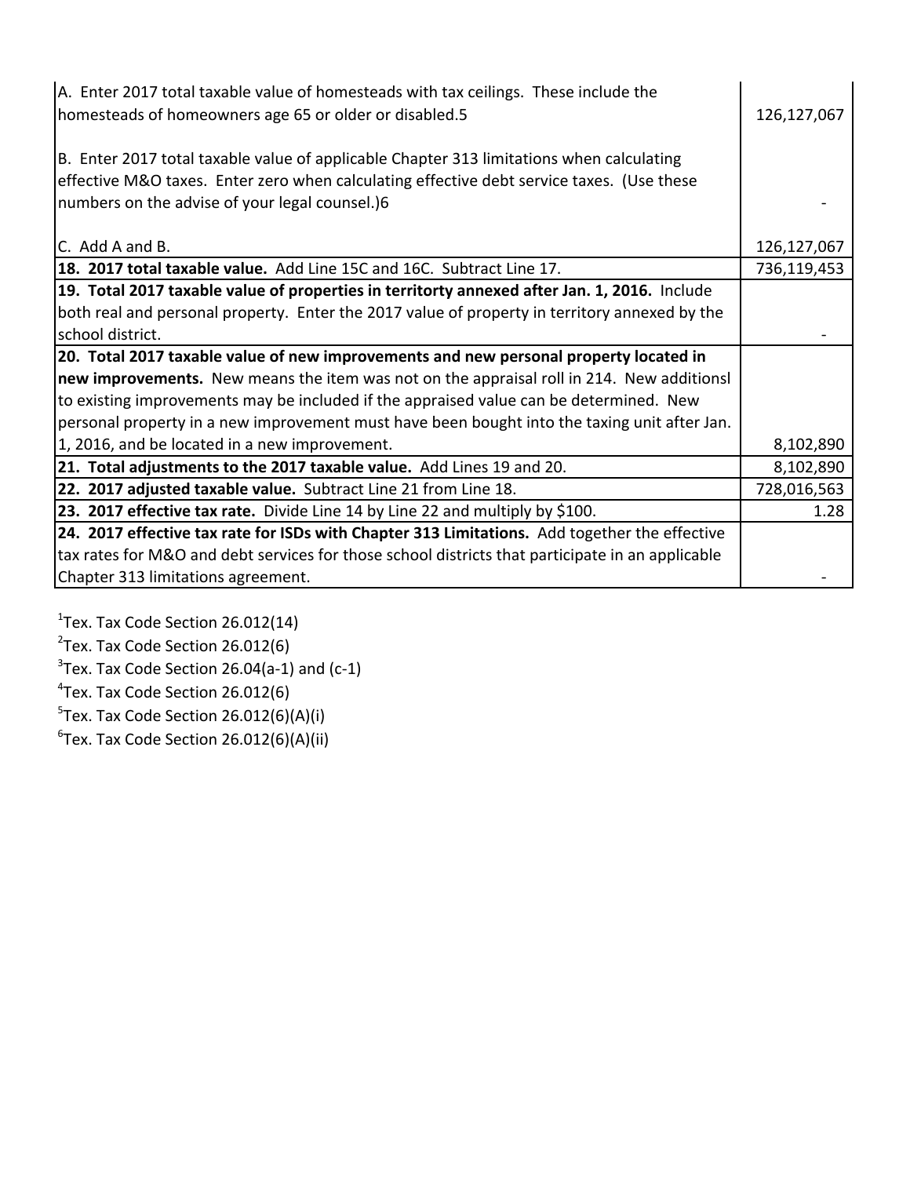| | |
|---|---|
| A. Enter 2017 total taxable value of homesteads with tax ceilings. These include the homesteads of homeowners age 65 or older or disabled.5 | 126,127,067 |
| B. Enter 2017 total taxable value of applicable Chapter 313 limitations when calculating effective M&O taxes. Enter zero when calculating effective debt service taxes. (Use these numbers on the advise of your legal counsel.)6 | - |
| C. Add A and B. | 126,127,067 |
| **18. 2017 total taxable value.** Add Line 15C and 16C. Subtract Line 17. | 736,119,453 |
| **19. Total 2017 taxable value of properties in territorty annexed after Jan. 1, 2016.** Include both real and personal property. Enter the 2017 value of property in territory annexed by the school district. | - |
| **20. Total 2017 taxable value of new improvements and new personal property located in new improvements.** New means the item was not on the appraisal roll in 214. New additionsl to existing improvements may be included if the appraised value can be determined. New personal property in a new improvement must have been bought into the taxing unit after Jan. 1, 2016, and be located in a new improvement. | 8,102,890 |
| **21. Total adjustments to the 2017 taxable value.** Add Lines 19 and 20. | 8,102,890 |
| **22. 2017 adjusted taxable value.** Subtract Line 21 from Line 18. | 728,016,563 |
| **23. 2017 effective tax rate.** Divide Line 14 by Line 22 and multiply by $100. | 1.28 |
| **24. 2017 effective tax rate for ISDs with Chapter 313 Limitations.** Add together the effective tax rates for M&O and debt services for those school districts that participate in an applicable Chapter 313 limitations agreement. | - |

[1]Tex. Tax Code Section 26.012(14)
[2]Tex. Tax Code Section 26.012(6)
[3]Tex. Tax Code Section 26.04(a-1) and (c-1)
[4]Tex. Tax Code Section 26.012(6)
[5]Tex. Tax Code Section 26.012(6)(A)(i)
[6]Tex. Tax Code Section 26.012(6)(A)(ii)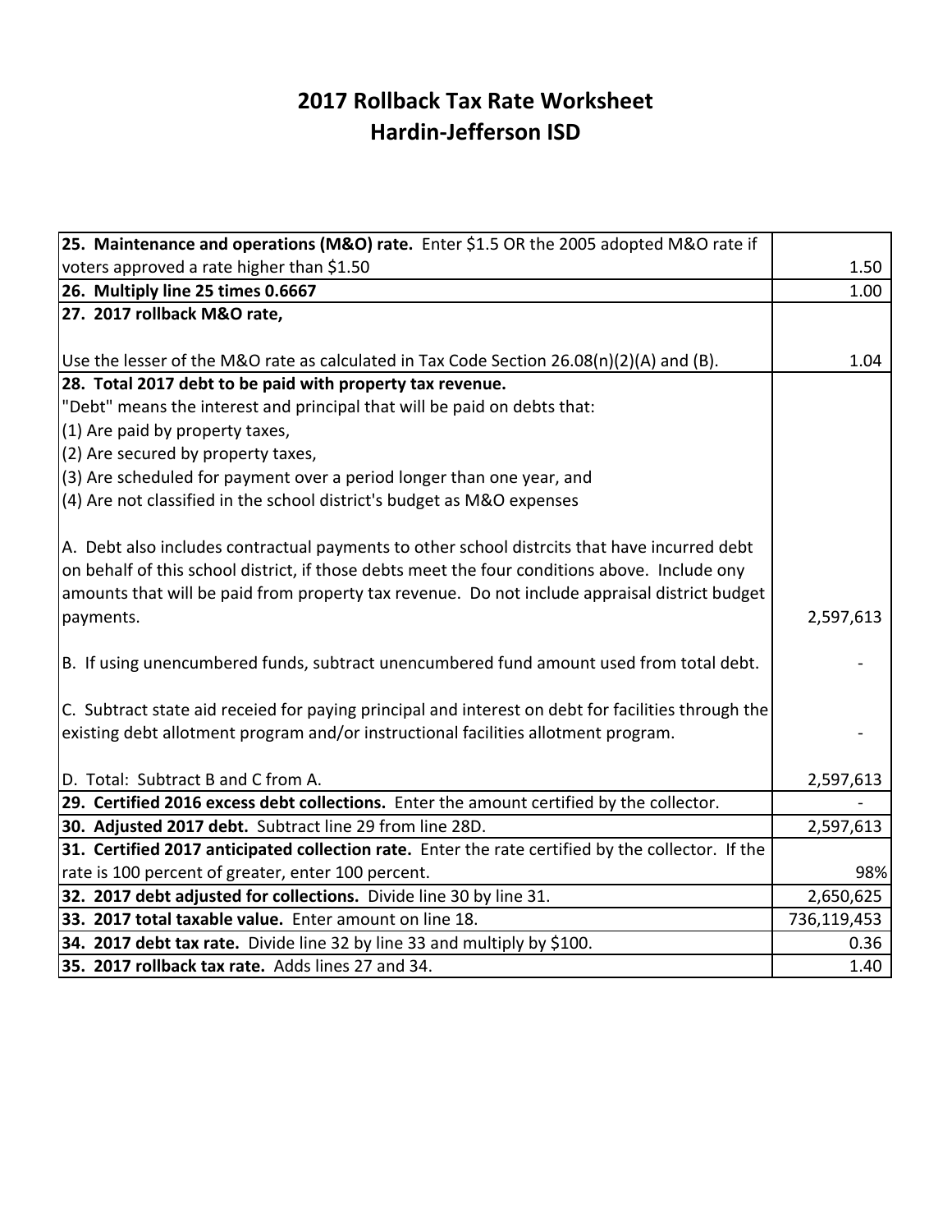# 2017 Rollback Tax Rate Worksheet
# Hardin-Jefferson ISD

| | |
|---|---|
| **25. Maintenance and operations (M&O) rate.** Enter $1.5 OR the 2005 adopted M&O rate if voters approved a rate higher than $1.50 | 1.50 |
| **26. Multiply line 25 times 0.6667** | 1.00 |
| **27. 2017 rollback M&O rate,**<br><br>Use the lesser of the M&O rate as calculated in Tax Code Section 26.08(n)(2)(A) and (B). | 1.04 |
| **28. Total 2017 debt to be paid with property tax revenue.**<br>"Debt" means the interest and principal that will be paid on debts that:<br>(1) Are paid by property taxes,<br>(2) Are secured by property taxes,<br>(3) Are scheduled for payment over a period longer than one year, and<br>(4) Are not classified in the school district's budget as M&O expenses<br><br>A. Debt also includes contractual payments to other school distrcits that have incurred debt on behalf of this school district, if those debts meet the four conditions above. Include ony amounts that will be paid from property tax revenue. Do not include appraisal district budget payments. | 2,597,613 |
| B. If using unencumbered funds, subtract unencumbered fund amount used from total debt. | - |
| C. Subtract state aid receied for paying principal and interest on debt for facilities through the existing debt allotment program and/or instructional facilities allotment program. | - |
| D. Total: Subtract B and C from A. | 2,597,613 |
| **29. Certified 2016 excess debt collections.** Enter the amount certified by the collector. | - |
| **30. Adjusted 2017 debt.** Subtract line 29 from line 28D. | 2,597,613 |
| **31. Certified 2017 anticipated collection rate.** Enter the rate certified by the collector. If the rate is 100 percent of greater, enter 100 percent. | 98% |
| **32. 2017 debt adjusted for collections.** Divide line 30 by line 31. | 2,650,625 |
| **33. 2017 total taxable value.** Enter amount on line 18. | 736,119,453 |
| **34. 2017 debt tax rate.** Divide line 32 by line 33 and multiply by $100. | 0.36 |
| **35. 2017 rollback tax rate.** Adds lines 27 and 34. | 1.40 |